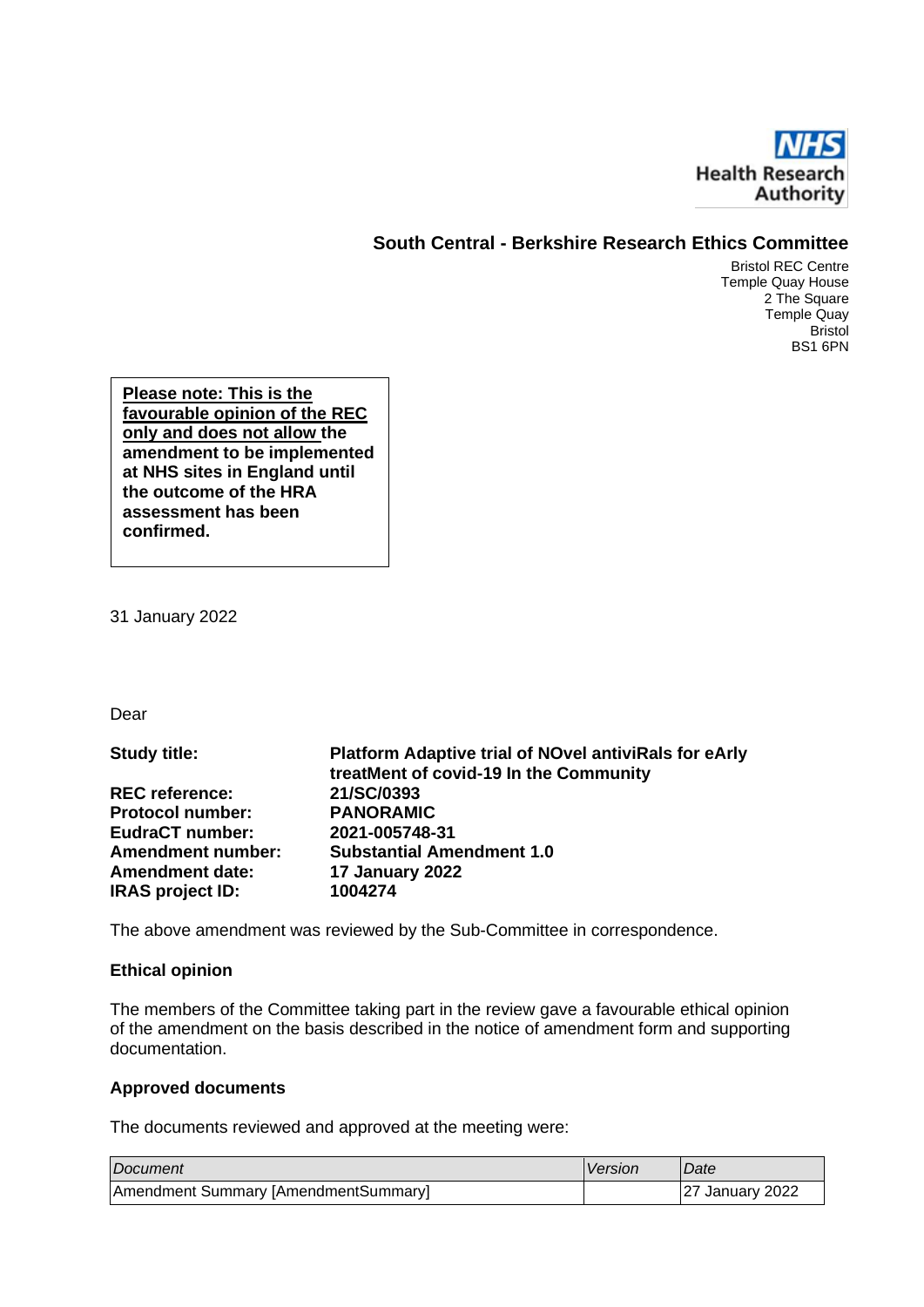NHS Health Research Authority

## South Central - Berkshire Research Ethics Committee

Bristol REC Centre
Temple Quay House
2 The Square
Temple Quay
Bristol
BS1 6PN

**Please note: This is the favourable opinion of the REC only and does not allow the amendment to be implemented at NHS sites in England until the outcome of the HRA assessment has been confirmed.**

31 January 2022

Dear

| | |
|---|---|
| **Study title:** | **Platform Adaptive trial of NOvel antiviRals for eArly treatMent of covid-19 In the Community** |
| **REC reference:** | **21/SC/0393** |
| **Protocol number:** | **PANORAMIC** |
| **EudraCT number:** | **2021-005748-31** |
| **Amendment number:** | **Substantial Amendment 1.0** |
| **Amendment date:** | **17 January 2022** |
| **IRAS project ID:** | **1004274** |

The above amendment was reviewed by the Sub-Committee in correspondence.

### Ethical opinion

The members of the Committee taking part in the review gave a favourable ethical opinion of the amendment on the basis described in the notice of amendment form and supporting documentation.

### Approved documents

The documents reviewed and approved at the meeting were:

| *Document* | *Version* | *Date* |
|---|---|---|
| Amendment Summary [AmendmentSummary] | | 27 January 2022 |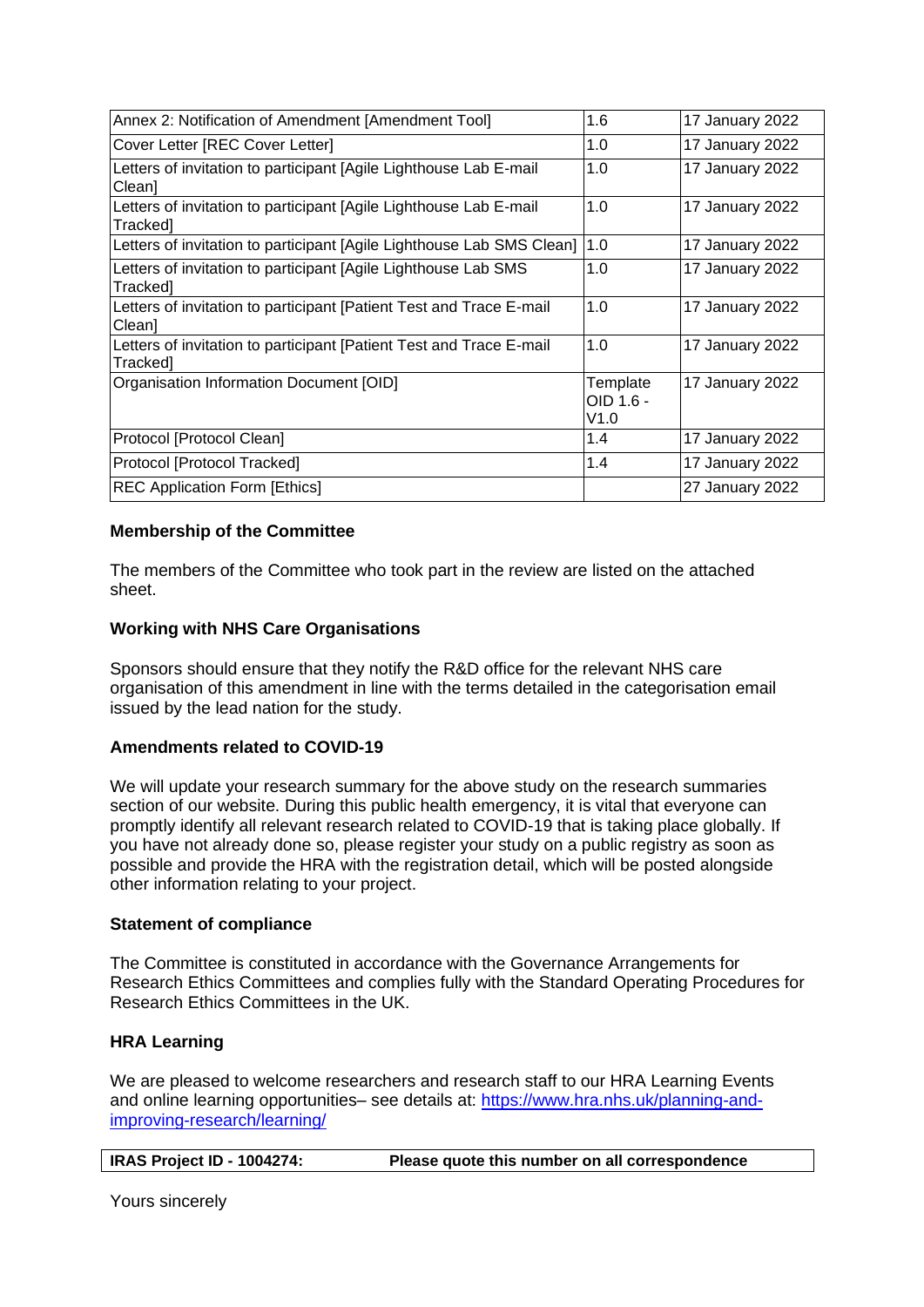| Annex 2: Notification of Amendment [Amendment Tool] | 1.6 | 17 January 2022 |
|---|---|---|
| Cover Letter [REC Cover Letter] | 1.0 | 17 January 2022 |
| Letters of invitation to participant [Agile Lighthouse Lab E-mail Clean] | 1.0 | 17 January 2022 |
| Letters of invitation to participant [Agile Lighthouse Lab E-mail Tracked] | 1.0 | 17 January 2022 |
| Letters of invitation to participant [Agile Lighthouse Lab SMS Clean] | 1.0 | 17 January 2022 |
| Letters of invitation to participant [Agile Lighthouse Lab SMS Tracked] | 1.0 | 17 January 2022 |
| Letters of invitation to participant [Patient Test and Trace E-mail Clean] | 1.0 | 17 January 2022 |
| Letters of invitation to participant [Patient Test and Trace E-mail Tracked] | 1.0 | 17 January 2022 |
| Organisation Information Document [OID] | Template OID 1.6 - V1.0 | 17 January 2022 |
| Protocol [Protocol Clean] | 1.4 | 17 January 2022 |
| Protocol [Protocol Tracked] | 1.4 | 17 January 2022 |
| REC Application Form [Ethics] | | 27 January 2022 |

**Membership of the Committee**

The members of the Committee who took part in the review are listed on the attached sheet.

**Working with NHS Care Organisations**

Sponsors should ensure that they notify the R&D office for the relevant NHS care organisation of this amendment in line with the terms detailed in the categorisation email issued by the lead nation for the study.

**Amendments related to COVID-19**

We will update your research summary for the above study on the research summaries section of our website. During this public health emergency, it is vital that everyone can promptly identify all relevant research related to COVID-19 that is taking place globally. If you have not already done so, please register your study on a public registry as soon as possible and provide the HRA with the registration detail, which will be posted alongside other information relating to your project.

**Statement of compliance**

The Committee is constituted in accordance with the Governance Arrangements for Research Ethics Committees and complies fully with the Standard Operating Procedures for Research Ethics Committees in the UK.

**HRA Learning**

We are pleased to welcome researchers and research staff to our HRA Learning Events and online learning opportunities– see details at: [https://www.hra.nhs.uk/planning-and-improving-research/learning/](https://www.hra.nhs.uk/planning-and-improving-research/learning/)

| **IRAS Project ID - 1004274:** | **Please quote this number on all correspondence** |
|---|---|

Yours sincerely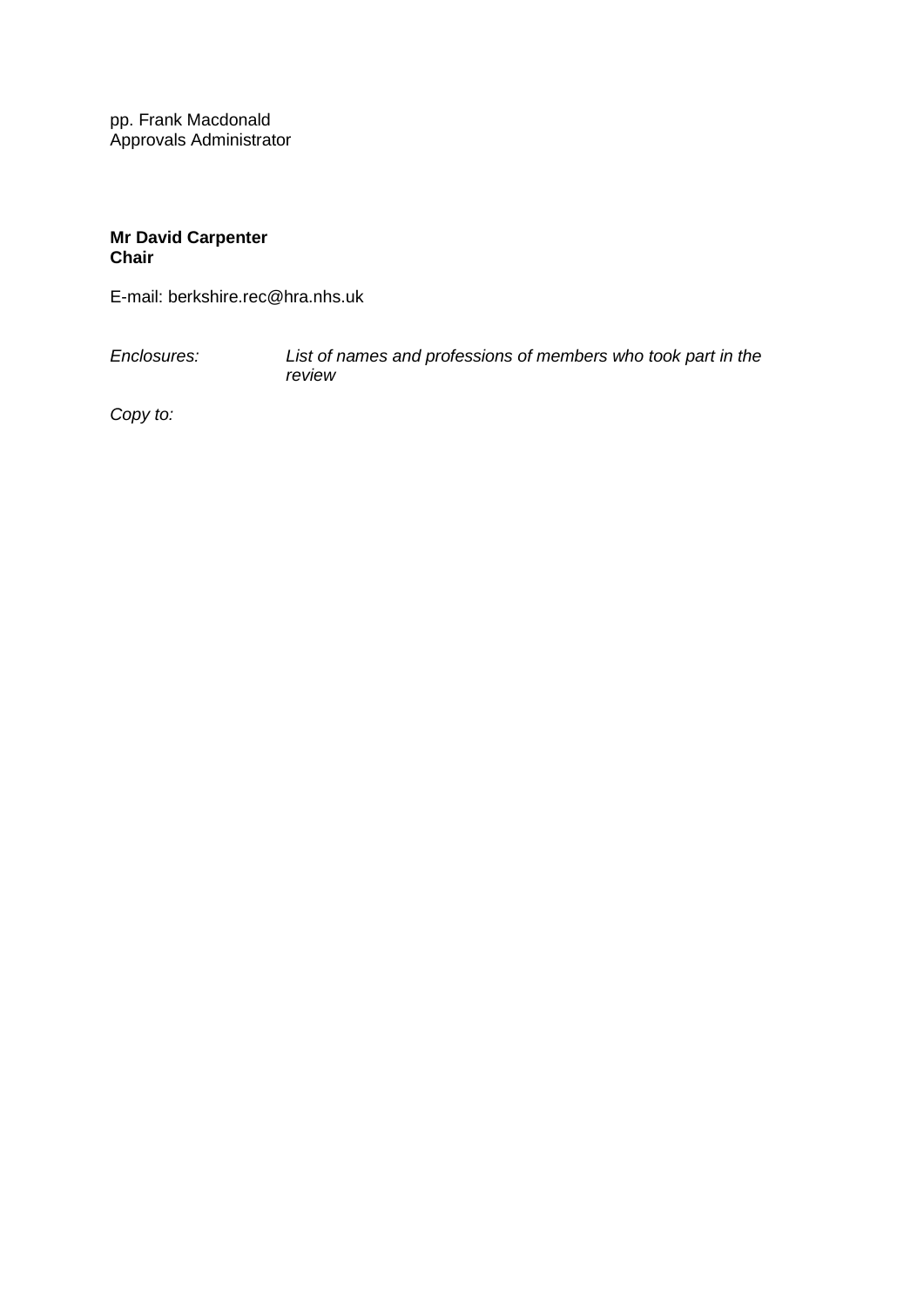pp. Frank Macdonald
Approvals Administrator

**Mr David Carpenter**
**Chair**

E-mail: berkshire.rec@hra.nhs.uk

| | |
|---|---|
| *Enclosures:* | *List of names and professions of members who took part in the review* |

*Copy to:*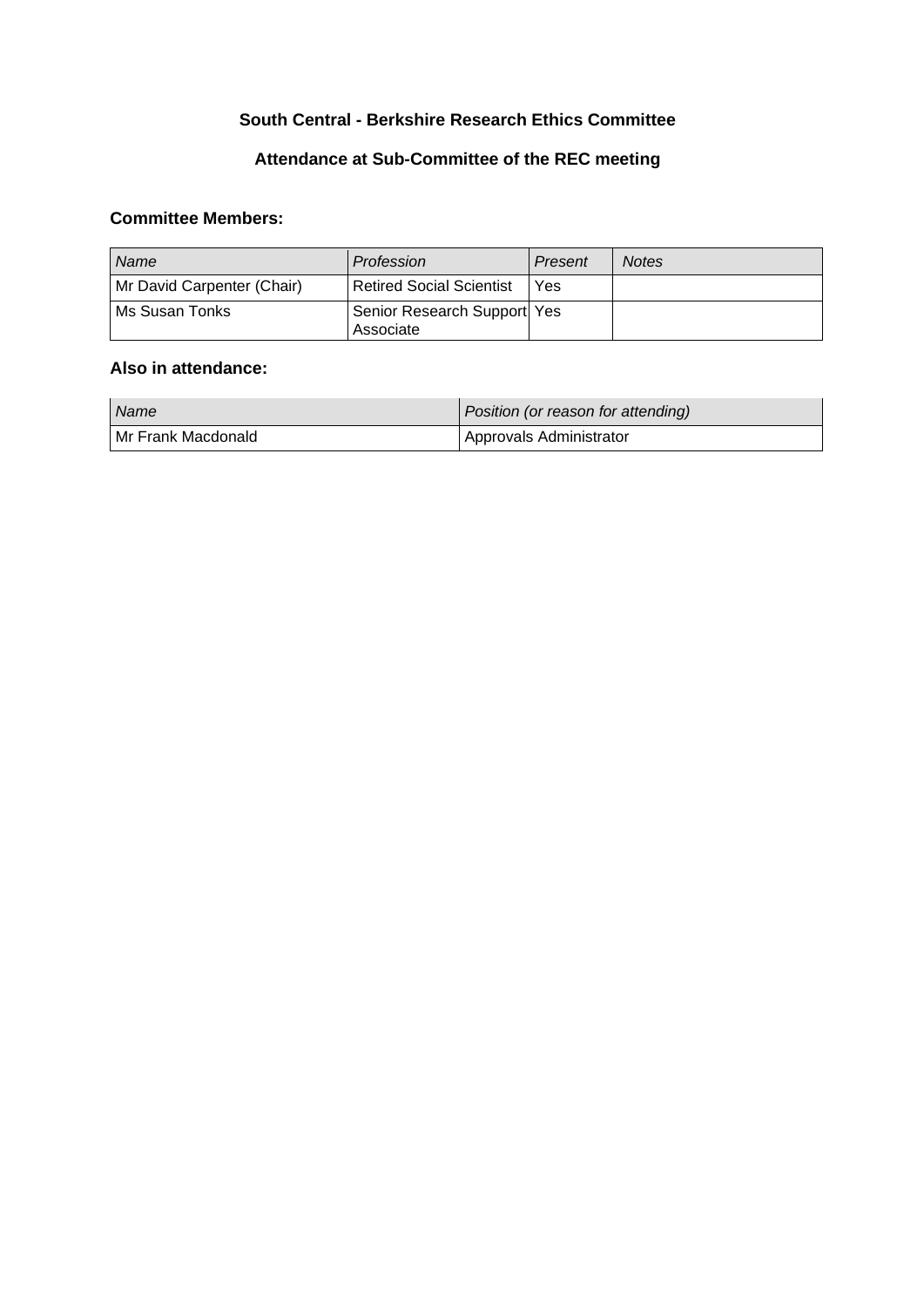# South Central - Berkshire Research Ethics Committee

## Attendance at Sub-Committee of the REC meeting

### Committee Members:

| *Name* | *Profession* | *Present* | *Notes* |
|---|---|---|---|
| Mr David Carpenter (Chair) | Retired Social Scientist | Yes | |
| Ms Susan Tonks | Senior Research Support Associate | Yes | |

### Also in attendance:

| *Name* | *Position (or reason for attending)* |
|---|---|
| Mr Frank Macdonald | Approvals Administrator |